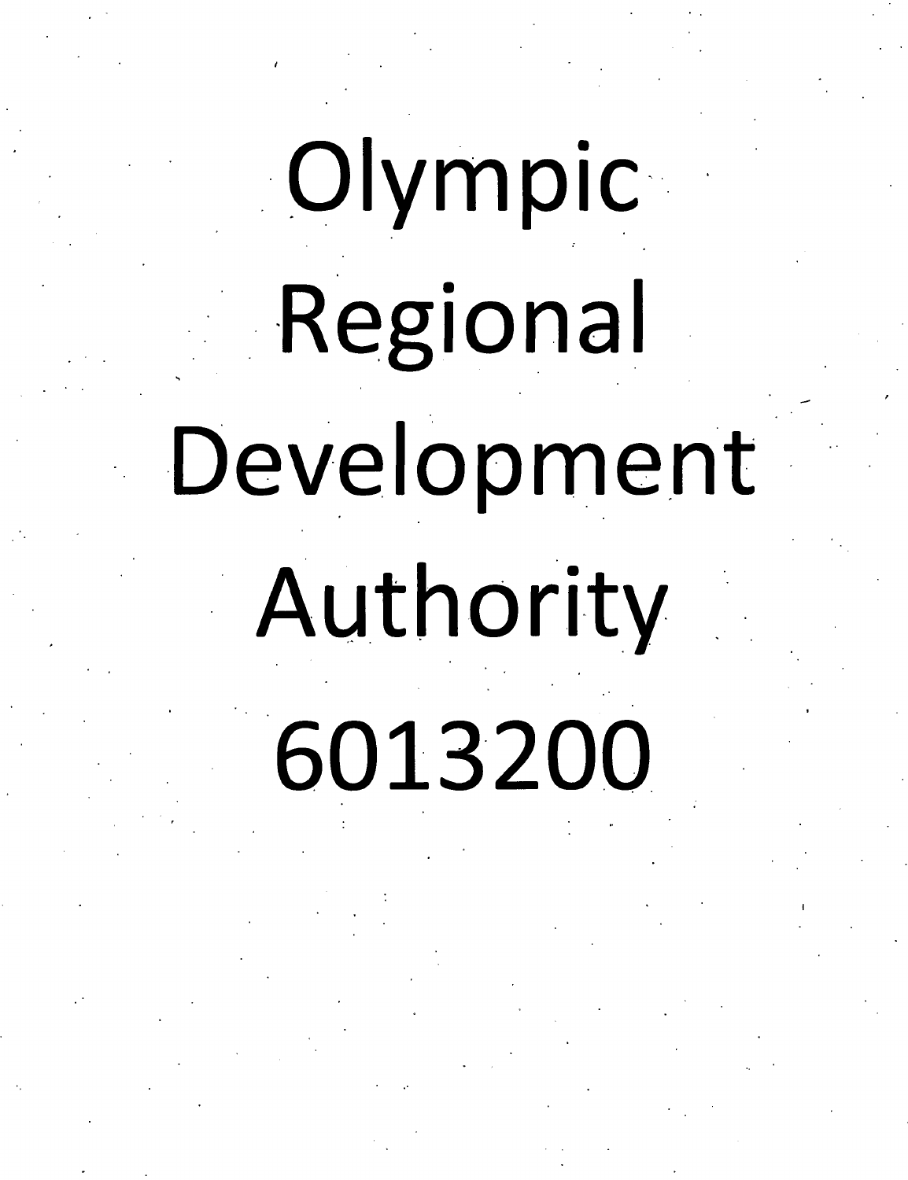# Olympic Regional Development Authority 6013200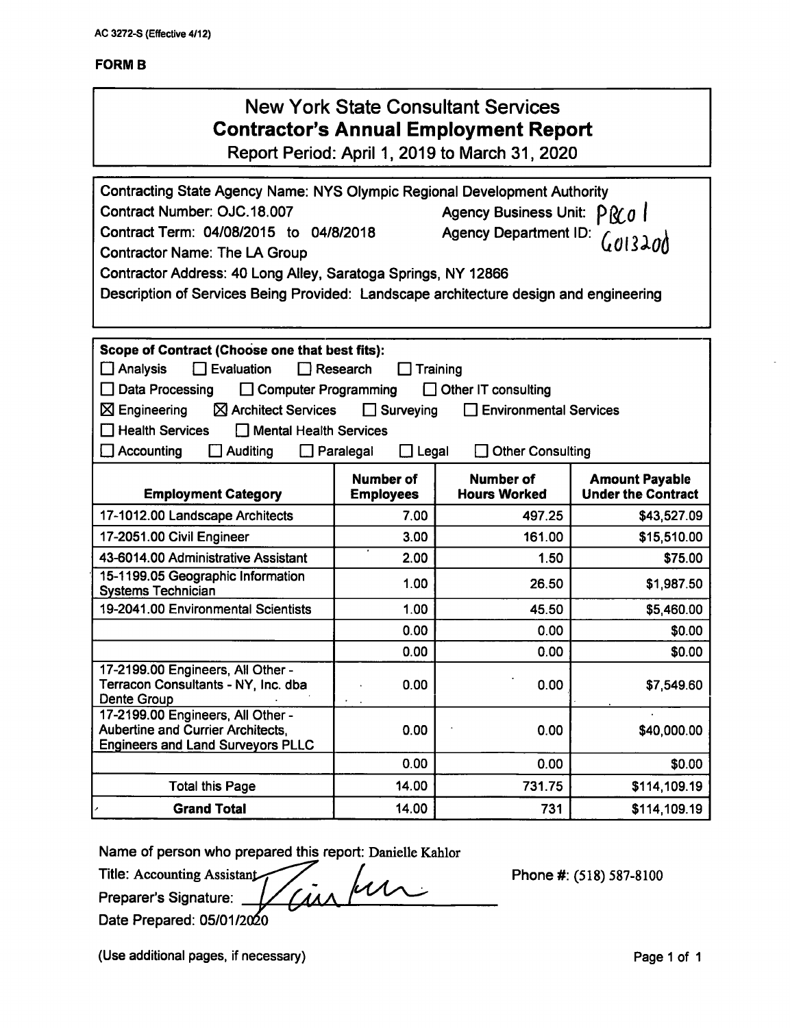AC 3272-S (Effective 4/12)

**FORM B**

# New York State Consultant Services
## Contractor's Annual Employment Report
Report Period: April 1, 2019 to March 31, 2020

Contracting State Agency Name: NYS Olympic Regional Development Authority
Contract Number: OJC.18.007 Agency Business Unit: PRC01
Contract Term: 04/08/2015 to 04/8/2018 Agency Department ID: G013200
Contractor Name: The LA Group
Contractor Address: 40 Long Alley, Saratoga Springs, NY 12866
Description of Services Being Provided: Landscape architecture design and engineering

**Scope of Contract (Choose one that best fits):**

- ☐ Analysis ☐ Evaluation ☐ Research ☐ Training
- ☐ Data Processing ☐ Computer Programming ☐ Other IT consulting
- ☒ Engineering ☒ Architect Services ☐ Surveying ☐ Environmental Services
- ☐ Health Services ☐ Mental Health Services
- ☐ Accounting ☐ Auditing ☐ Paralegal ☐ Legal ☐ Other Consulting

| Employment Category | Number of Employees | Number of Hours Worked | Amount Payable Under the Contract |
|---|---|---|---|
| 17-1012.00 Landscape Architects | 7.00 | 497.25 | $43,527.09 |
| 17-2051.00 Civil Engineer | 3.00 | 161.00 | $15,510.00 |
| 43-6014.00 Administrative Assistant | 2.00 | 1.50 | $75.00 |
| 15-1199.05 Geographic Information Systems Technician | 1.00 | 26.50 | $1,987.50 |
| 19-2041.00 Environmental Scientists | 1.00 | 45.50 | $5,460.00 |
| | 0.00 | 0.00 | $0.00 |
| | 0.00 | 0.00 | $0.00 |
| 17-2199.00 Engineers, All Other - Terracon Consultants - NY, Inc. dba Dente Group | 0.00 | 0.00 | $7,549.60 |
| 17-2199.00 Engineers, All Other - Aubertine and Currier Architects, Engineers and Land Surveyors PLLC | 0.00 | 0.00 | $40,000.00 |
| | 0.00 | 0.00 | $0.00 |
| Total this Page | 14.00 | 731.75 | $114,109.19 |
| **Grand Total** | 14.00 | 731 | $114,109.19 |

Name of person who prepared this report: Danielle Kahlor
Title: Accounting Assistant Phone #: (518) 587-8100
Preparer's Signature: [signature]
Date Prepared: 05/01/2020

(Use additional pages, if necessary)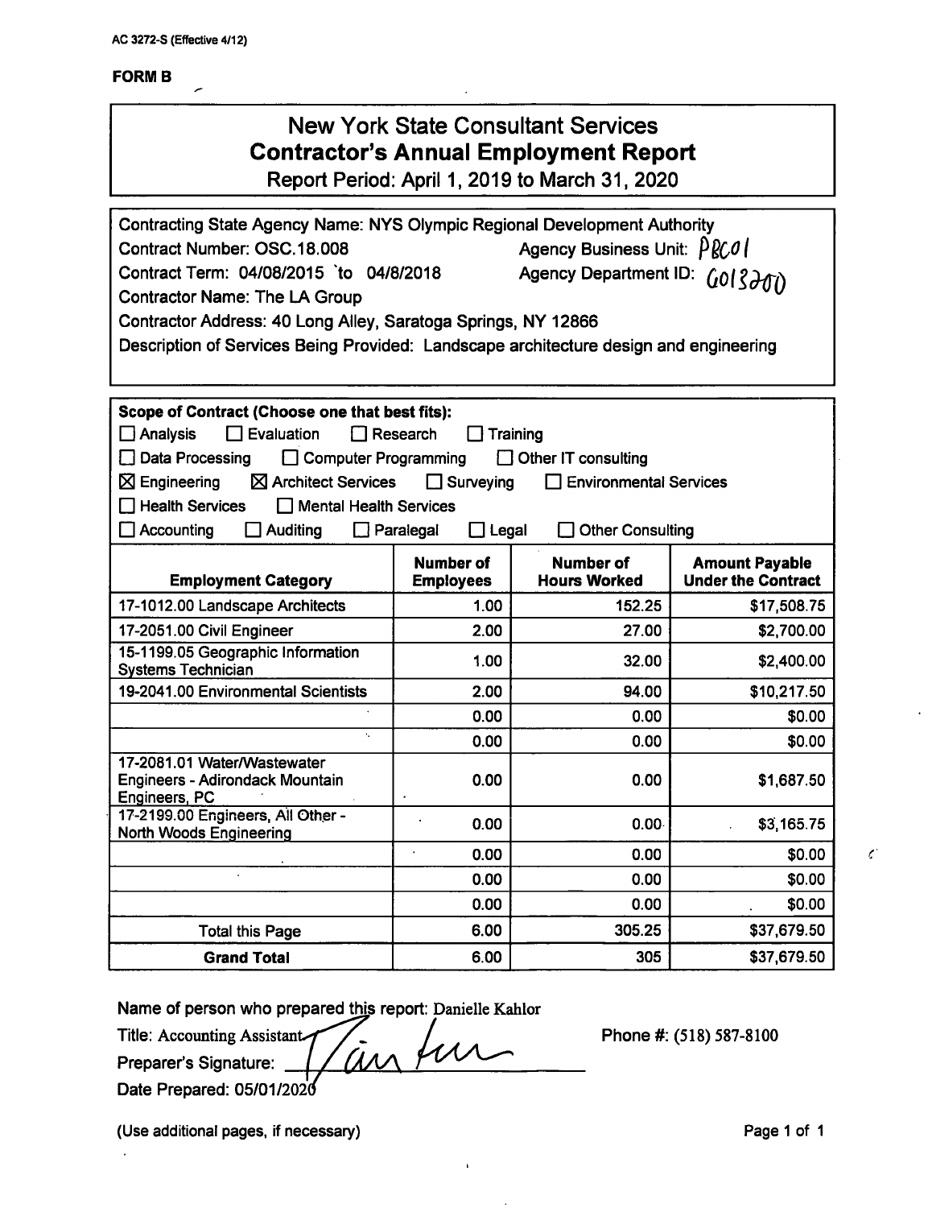AC 3272-S (Effective 4/12)

**FORM B**

# New York State Consultant Services
## Contractor's Annual Employment Report
### Report Period: April 1, 2019 to March 31, 2020

Contracting State Agency Name: NYS Olympic Regional Development Authority
Contract Number: OSC.18.008 Agency Business Unit: PBC01
Contract Term: 04/08/2015 `to 04/8/2018 Agency Department ID: G013200
Contractor Name: The LA Group
Contractor Address: 40 Long Alley, Saratoga Springs, NY 12866
Description of Services Being Provided: Landscape architecture design and engineering

**Scope of Contract (Choose one that best fits):**

- ☐ Analysis ☐ Evaluation ☐ Research ☐ Training
- ☐ Data Processing ☐ Computer Programming ☐ Other IT consulting
- ☒ Engineering ☒ Architect Services ☐ Surveying ☐ Environmental Services
- ☐ Health Services ☐ Mental Health Services
- ☐ Accounting ☐ Auditing ☐ Paralegal ☐ Legal ☐ Other Consulting

| Employment Category | Number of Employees | Number of Hours Worked | Amount Payable Under the Contract |
|---|---|---|---|
| 17-1012.00 Landscape Architects | 1.00 | 152.25 | $17,508.75 |
| 17-2051.00 Civil Engineer | 2.00 | 27.00 | $2,700.00 |
| 15-1199.05 Geographic Information Systems Technician | 1.00 | 32.00 | $2,400.00 |
| 19-2041.00 Environmental Scientists | 2.00 | 94.00 | $10,217.50 |
| | 0.00 | 0.00 | $0.00 |
| | 0.00 | 0.00 | $0.00 |
| 17-2081.01 Water/Wastewater Engineers - Adirondack Mountain Engineers, PC | 0.00 | 0.00 | $1,687.50 |
| 17-2199.00 Engineers, All Other - North Woods Engineering | 0.00 | 0.00 | $3,165.75 |
| | 0.00 | 0.00 | $0.00 |
| | 0.00 | 0.00 | $0.00 |
| | 0.00 | 0.00 | $0.00 |
| Total this Page | 6.00 | 305.25 | $37,679.50 |
| **Grand Total** | 6.00 | 305 | $37,679.50 |

Name of person who prepared this report: Danielle Kahlor
Title: Accounting Assistant
Preparer's Signature: 
Date Prepared: 05/01/2020
Phone #: (518) 587-8100

(Use additional pages, if necessary)